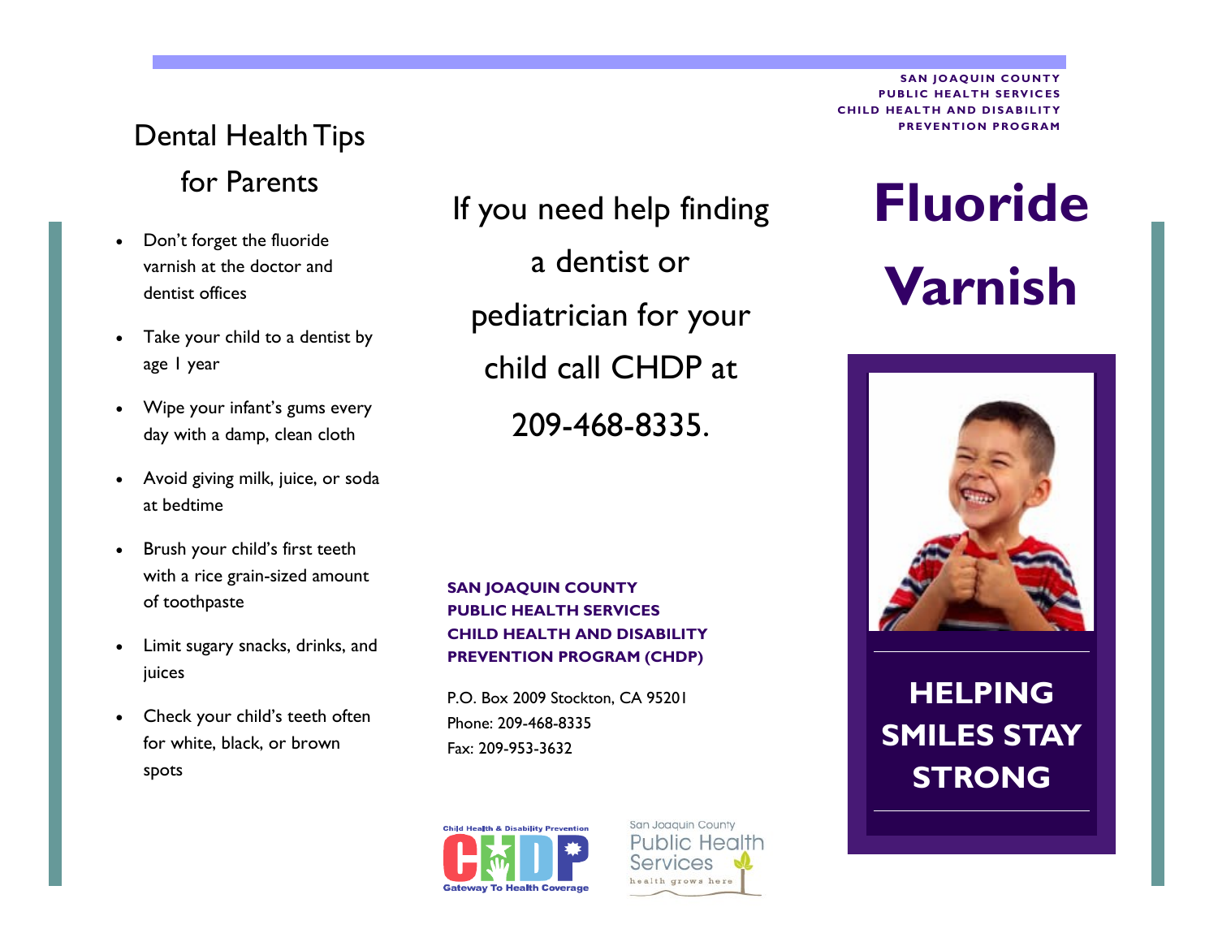SAN JOAQUIN COUNTY
PUBLIC HEALTH SERVICES
CHILD HEALTH AND DISABILITY
PREVENTION PROGRAM

# Fluoride Varnish

**HELPING SMILES STAY STRONG**

## Dental Health Tips for Parents

- Don't forget the fluoride varnish at the doctor and dentist offices
- Take your child to a dentist by age 1 year
- Wipe your infant's gums every day with a damp, clean cloth
- Avoid giving milk, juice, or soda at bedtime
- Brush your child's first teeth with a rice grain-sized amount of toothpaste
- Limit sugary snacks, drinks, and juices
- Check your child's teeth often for white, black, or brown spots

If you need help finding a dentist or pediatrician for your child call CHDP at 209-468-8335.

**SAN JOAQUIN COUNTY
PUBLIC HEALTH SERVICES
CHILD HEALTH AND DISABILITY
PREVENTION PROGRAM (CHDP)**

P.O. Box 2009 Stockton, CA 95201
Phone: 209-468-8335
Fax: 209-953-3632

Child Health & Disability Prevention
CHDP
Gateway To Health Coverage

San Joaquin County
Public Health Services
health grows here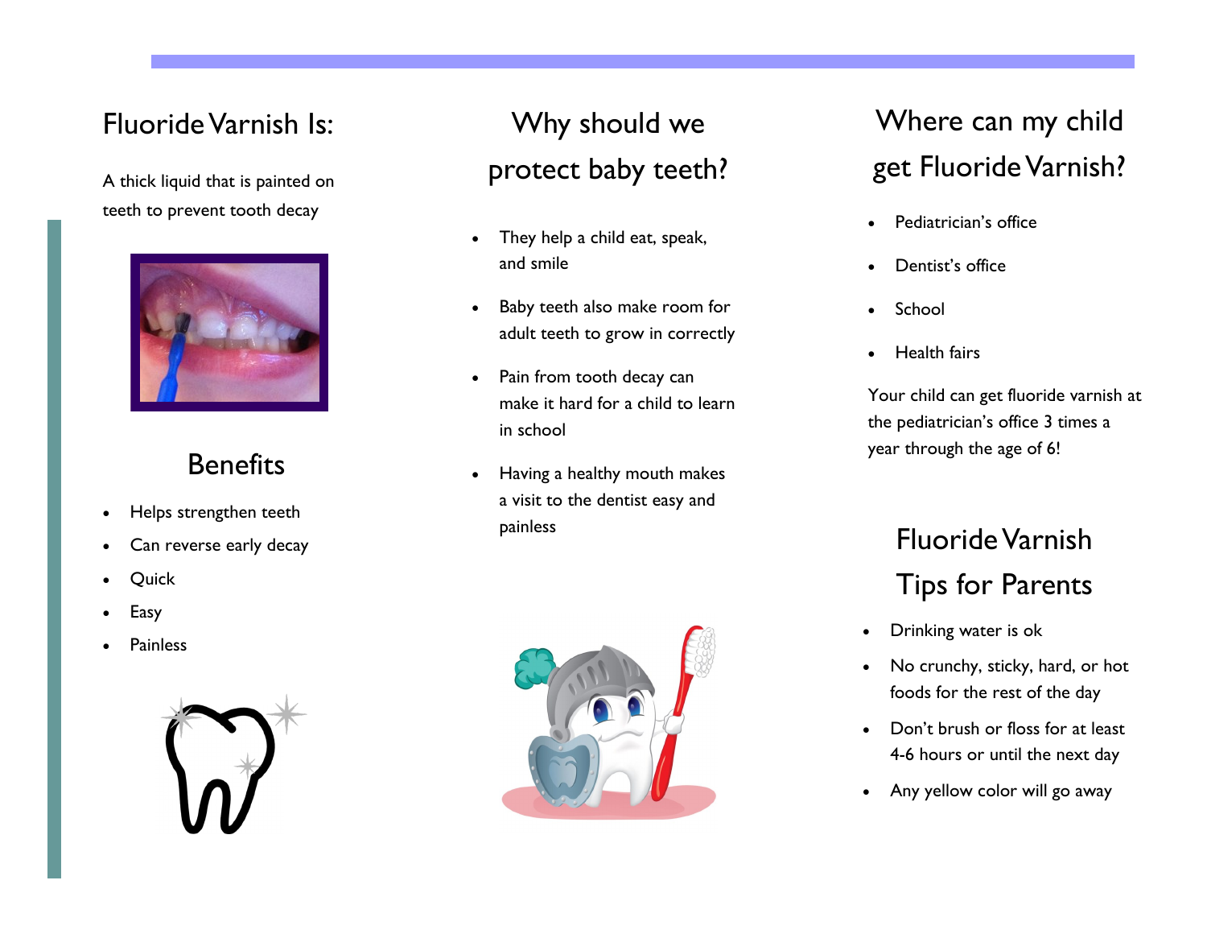## Fluoride Varnish Is:

A thick liquid that is painted on teeth to prevent tooth decay

## Benefits

- Helps strengthen teeth
- Can reverse early decay
- Quick
- Easy
- Painless

## Why should we protect baby teeth?

- They help a child eat, speak, and smile
- Baby teeth also make room for adult teeth to grow in correctly
- Pain from tooth decay can make it hard for a child to learn in school
- Having a healthy mouth makes a visit to the dentist easy and painless

## Where can my child get Fluoride Varnish?

- Pediatrician's office
- Dentist's office
- School
- Health fairs

Your child can get fluoride varnish at the pediatrician's office 3 times a year through the age of 6!

## Fluoride Varnish Tips for Parents

- Drinking water is ok
- No crunchy, sticky, hard, or hot foods for the rest of the day
- Don't brush or floss for at least 4-6 hours or until the next day
- Any yellow color will go away